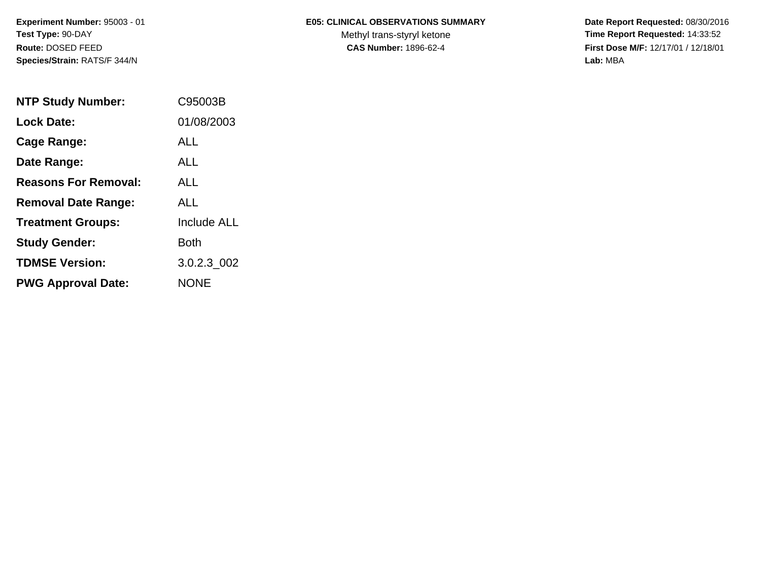**Experiment Number:** 95003 - 01
**Test Type:** 90-DAY
**Route:** DOSED FEED
**Species/Strain:** RATS/F 344/N

**E05: CLINICAL OBSERVATIONS SUMMARY**
Methyl trans-styryl ketone
**CAS Number:** 1896-62-4

**Date Report Requested:** 08/30/2016
**Time Report Requested:** 14:33:52
**First Dose M/F:** 12/17/01 / 12/18/01
**Lab:** MBA

| | |
|---|---|
| **NTP Study Number:** | C95003B |
| **Lock Date:** | 01/08/2003 |
| **Cage Range:** | ALL |
| **Date Range:** | ALL |
| **Reasons For Removal:** | ALL |
| **Removal Date Range:** | ALL |
| **Treatment Groups:** | Include ALL |
| **Study Gender:** | Both |
| **TDMSE Version:** | 3.0.2.3_002 |
| **PWG Approval Date:** | NONE |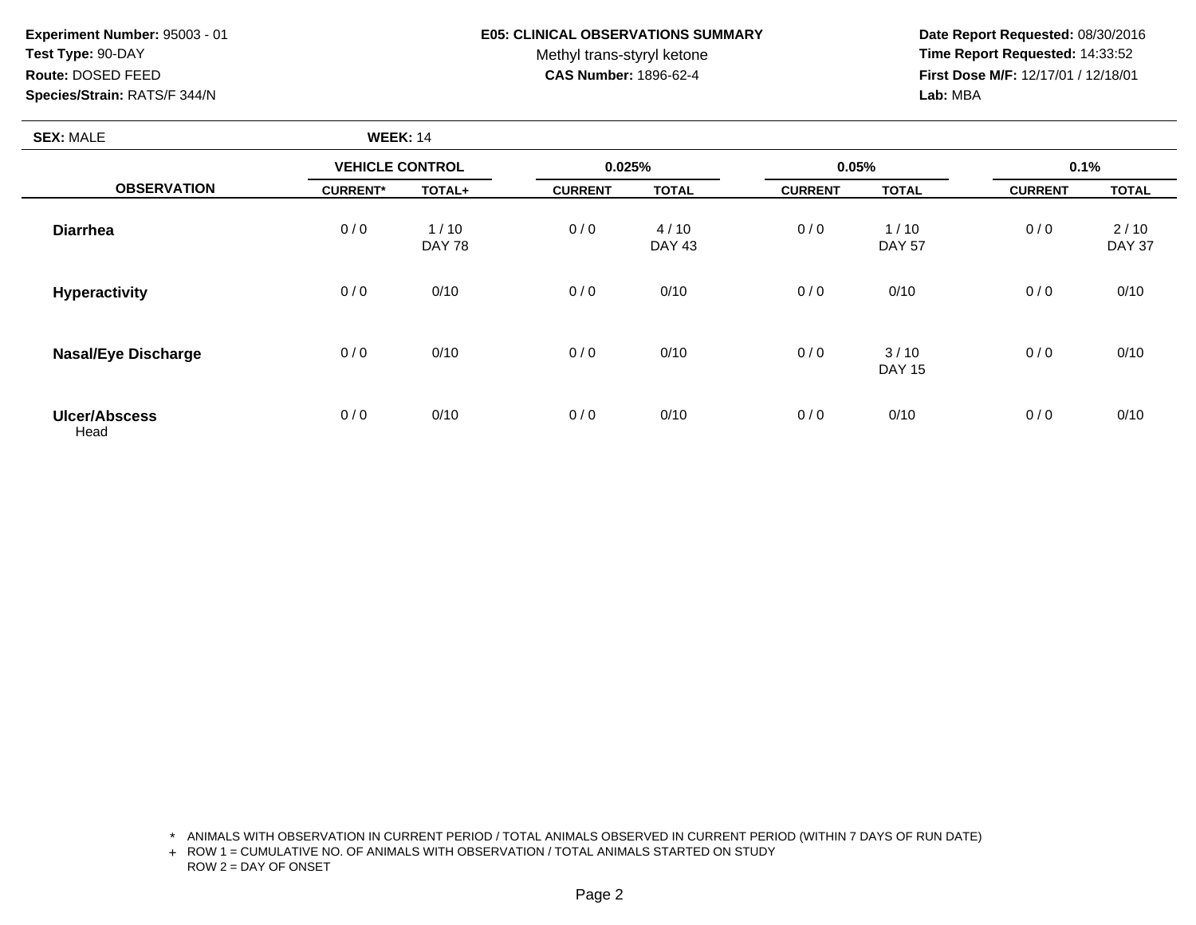**Experiment Number:** 95003 - 01
**Test Type:** 90-DAY
**Route:** DOSED FEED
**Species/Strain:** RATS/F 344/N

**E05: CLINICAL OBSERVATIONS SUMMARY**
Methyl trans-styryl ketone
**CAS Number:** 1896-62-4

**Date Report Requested:** 08/30/2016
**Time Report Requested:** 14:33:52
**First Dose M/F:** 12/17/01 / 12/18/01
**Lab:** MBA

**SEX:** MALE **WEEK:** 14

| OBSERVATION | VEHICLE CONTROL | | 0.025% | | 0.05% | | 0.1% | |
|---|---|---|---|---|---|---|---|---|
| | CURRENT* | TOTAL+ | CURRENT | TOTAL | CURRENT | TOTAL | CURRENT | TOTAL |
| **Diarrhea** | 0 / 0 | 1 / 10<br>DAY 78 | 0 / 0 | 4 / 10<br>DAY 43 | 0 / 0 | 1 / 10<br>DAY 57 | 0 / 0 | 2 / 10<br>DAY 37 |
| **Hyperactivity** | 0 / 0 | 0/10 | 0 / 0 | 0/10 | 0 / 0 | 0/10 | 0 / 0 | 0/10 |
| **Nasal/Eye Discharge** | 0 / 0 | 0/10 | 0 / 0 | 0/10 | 0 / 0 | 3 / 10<br>DAY 15 | 0 / 0 | 0/10 |
| **Ulcer/Abscess**<br>Head | 0 / 0 | 0/10 | 0 / 0 | 0/10 | 0 / 0 | 0/10 | 0 / 0 | 0/10 |

\* ANIMALS WITH OBSERVATION IN CURRENT PERIOD / TOTAL ANIMALS OBSERVED IN CURRENT PERIOD (WITHIN 7 DAYS OF RUN DATE)
\+ ROW 1 = CUMULATIVE NO. OF ANIMALS WITH OBSERVATION / TOTAL ANIMALS STARTED ON STUDY
ROW 2 = DAY OF ONSET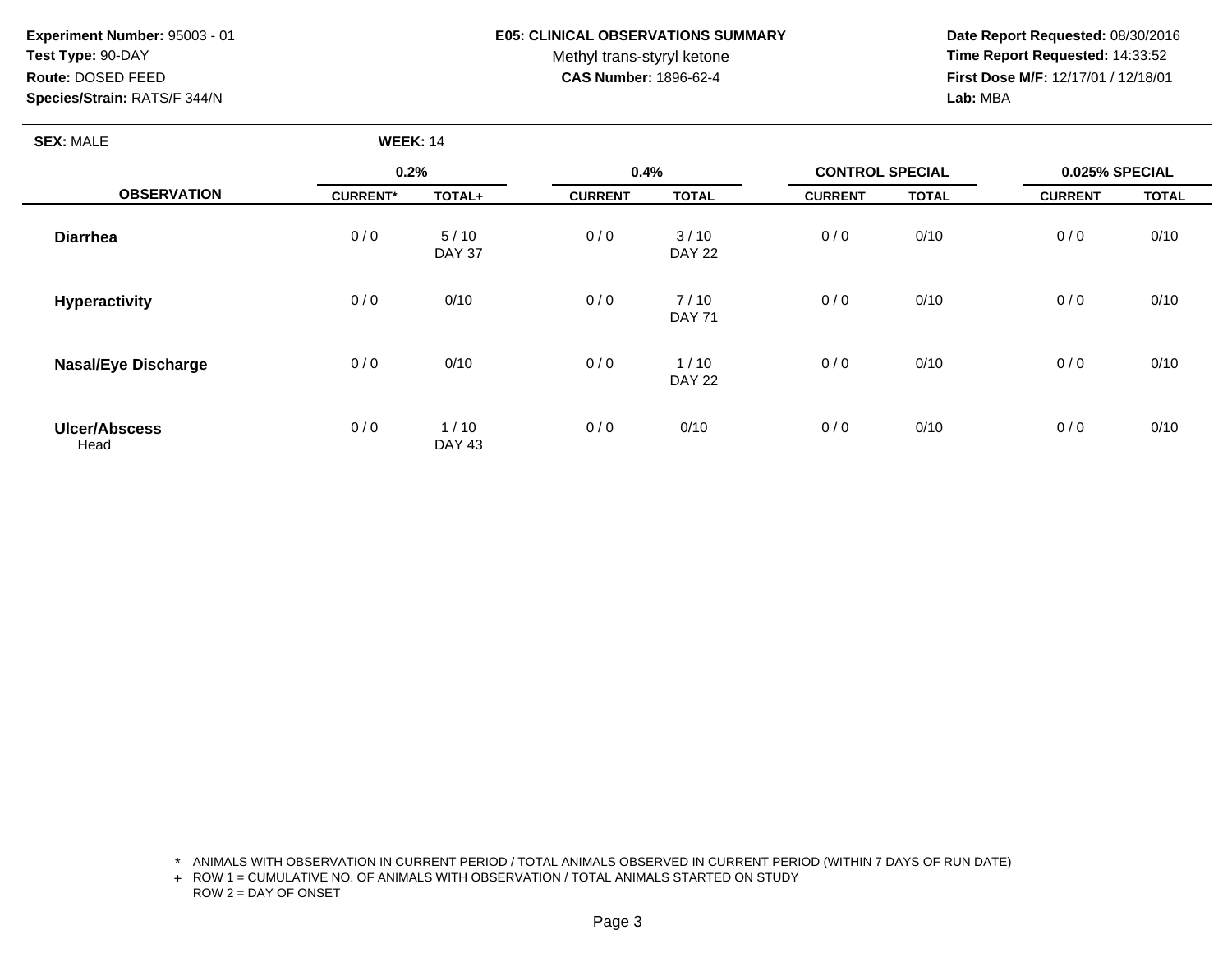**Experiment Number:** 95003 - 01
**Test Type:** 90-DAY
**Route:** DOSED FEED
**Species/Strain:** RATS/F 344/N

**E05: CLINICAL OBSERVATIONS SUMMARY**
Methyl trans-styryl ketone
**CAS Number:** 1896-62-4

**Date Report Requested:** 08/30/2016
**Time Report Requested:** 14:33:52
**First Dose M/F:** 12/17/01 / 12/18/01
**Lab:** MBA

**SEX:** MALE **WEEK:** 14

| OBSERVATION | 0.2% | | 0.4% | | CONTROL SPECIAL | | 0.025% SPECIAL | |
|---|---|---|---|---|---|---|---|---|
| | CURRENT* | TOTAL+ | CURRENT | TOTAL | CURRENT | TOTAL | CURRENT | TOTAL |
| **Diarrhea** | 0 / 0 | 5 / 10<br>DAY 37 | 0 / 0 | 3 / 10<br>DAY 22 | 0 / 0 | 0/10 | 0 / 0 | 0/10 |
| **Hyperactivity** | 0 / 0 | 0/10 | 0 / 0 | 7 / 10<br>DAY 71 | 0 / 0 | 0/10 | 0 / 0 | 0/10 |
| **Nasal/Eye Discharge** | 0 / 0 | 0/10 | 0 / 0 | 1 / 10<br>DAY 22 | 0 / 0 | 0/10 | 0 / 0 | 0/10 |
| **Ulcer/Abscess**<br>Head | 0 / 0 | 1 / 10<br>DAY 43 | 0 / 0 | 0/10 | 0 / 0 | 0/10 | 0 / 0 | 0/10 |

\* ANIMALS WITH OBSERVATION IN CURRENT PERIOD / TOTAL ANIMALS OBSERVED IN CURRENT PERIOD (WITHIN 7 DAYS OF RUN DATE)
\+ ROW 1 = CUMULATIVE NO. OF ANIMALS WITH OBSERVATION / TOTAL ANIMALS STARTED ON STUDY
ROW 2 = DAY OF ONSET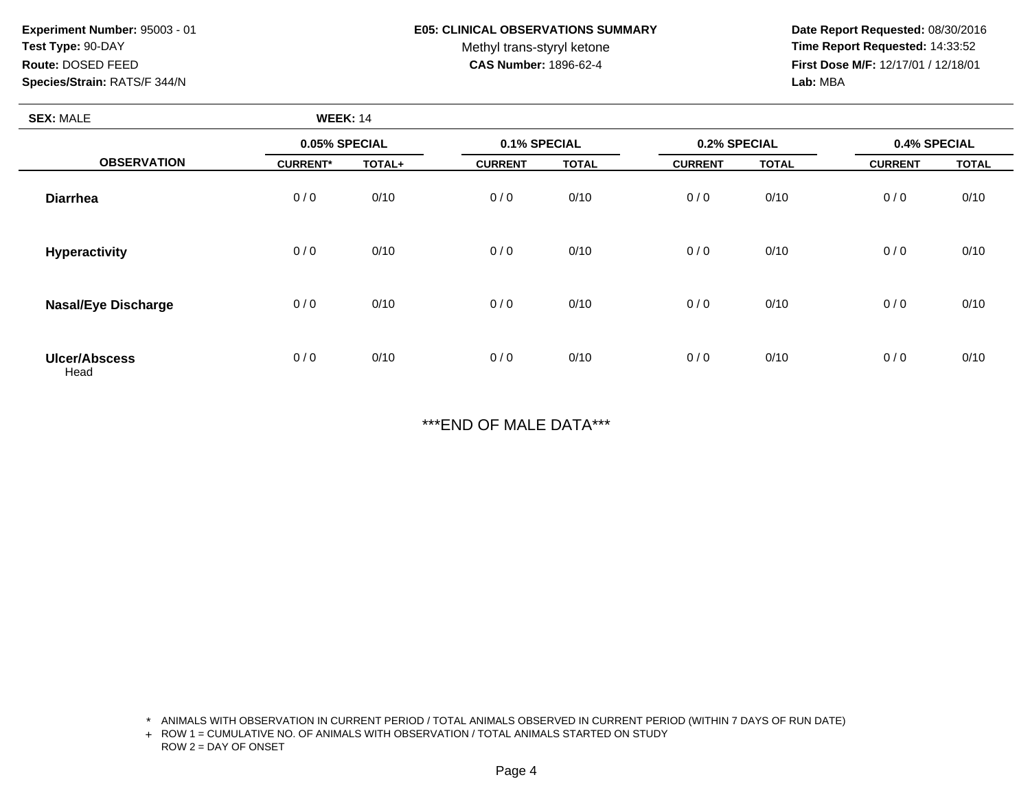**Experiment Number:** 95003 - 01
**Test Type:** 90-DAY
**Route:** DOSED FEED
**Species/Strain:** RATS/F 344/N

**E05: CLINICAL OBSERVATIONS SUMMARY**
Methyl trans-styryl ketone
**CAS Number:** 1896-62-4

**Date Report Requested:** 08/30/2016
**Time Report Requested:** 14:33:52
**First Dose M/F:** 12/17/01 / 12/18/01
**Lab:** MBA

**SEX:** MALE **WEEK:** 14

| OBSERVATION | 0.05% SPECIAL | | 0.1% SPECIAL | | 0.2% SPECIAL | | 0.4% SPECIAL | |
|---|---|---|---|---|---|---|---|---|
| | CURRENT* | TOTAL+ | CURRENT | TOTAL | CURRENT | TOTAL | CURRENT | TOTAL |
| **Diarrhea** | 0 / 0 | 0/10 | 0 / 0 | 0/10 | 0 / 0 | 0/10 | 0 / 0 | 0/10 |
| **Hyperactivity** | 0 / 0 | 0/10 | 0 / 0 | 0/10 | 0 / 0 | 0/10 | 0 / 0 | 0/10 |
| **Nasal/Eye Discharge** | 0 / 0 | 0/10 | 0 / 0 | 0/10 | 0 / 0 | 0/10 | 0 / 0 | 0/10 |
| **Ulcer/Abscess** Head | 0 / 0 | 0/10 | 0 / 0 | 0/10 | 0 / 0 | 0/10 | 0 / 0 | 0/10 |

***END OF MALE DATA***

\* ANIMALS WITH OBSERVATION IN CURRENT PERIOD / TOTAL ANIMALS OBSERVED IN CURRENT PERIOD (WITHIN 7 DAYS OF RUN DATE)
+ ROW 1 = CUMULATIVE NO. OF ANIMALS WITH OBSERVATION / TOTAL ANIMALS STARTED ON STUDY
ROW 2 = DAY OF ONSET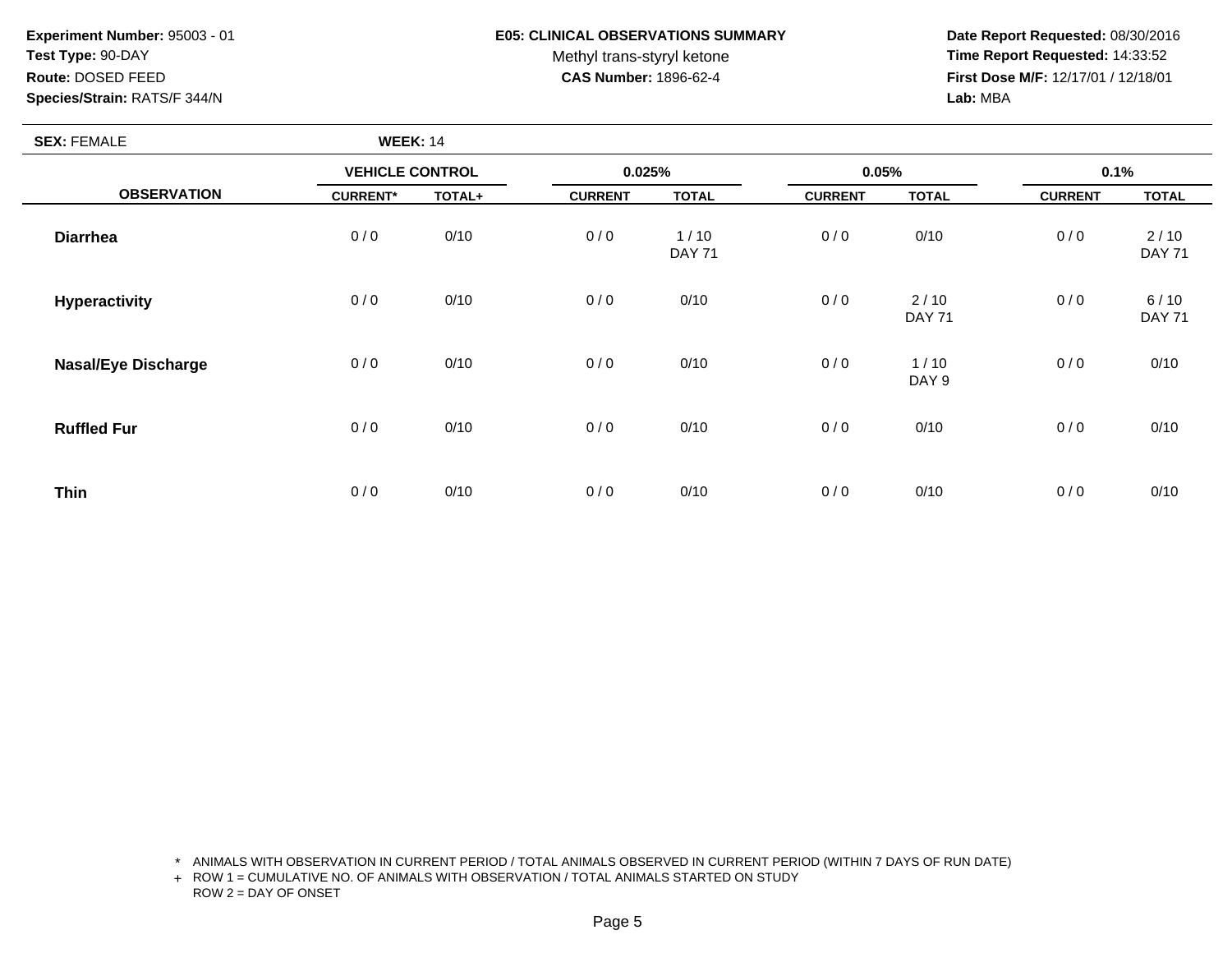**Experiment Number:** 95003 - 01
**Test Type:** 90-DAY
**Route:** DOSED FEED
**Species/Strain:** RATS/F 344/N

**E05: CLINICAL OBSERVATIONS SUMMARY**
Methyl trans-styryl ketone
**CAS Number:** 1896-62-4

**Date Report Requested:** 08/30/2016
**Time Report Requested:** 14:33:52
**First Dose M/F:** 12/17/01 / 12/18/01
**Lab:** MBA

**SEX:** FEMALE **WEEK:** 14

| OBSERVATION | VEHICLE CONTROL | | 0.025% | | 0.05% | | 0.1% | |
|---|---|---|---|---|---|---|---|---|
| | CURRENT* | TOTAL+ | CURRENT | TOTAL | CURRENT | TOTAL | CURRENT | TOTAL |
| **Diarrhea** | 0 / 0 | 0/10 | 0 / 0 | 1 / 10<br>DAY 71 | 0 / 0 | 0/10 | 0 / 0 | 2 / 10<br>DAY 71 |
| **Hyperactivity** | 0 / 0 | 0/10 | 0 / 0 | 0/10 | 0 / 0 | 2 / 10<br>DAY 71 | 0 / 0 | 6 / 10<br>DAY 71 |
| **Nasal/Eye Discharge** | 0 / 0 | 0/10 | 0 / 0 | 0/10 | 0 / 0 | 1 / 10<br>DAY 9 | 0 / 0 | 0/10 |
| **Ruffled Fur** | 0 / 0 | 0/10 | 0 / 0 | 0/10 | 0 / 0 | 0/10 | 0 / 0 | 0/10 |
| **Thin** | 0 / 0 | 0/10 | 0 / 0 | 0/10 | 0 / 0 | 0/10 | 0 / 0 | 0/10 |

* ANIMALS WITH OBSERVATION IN CURRENT PERIOD / TOTAL ANIMALS OBSERVED IN CURRENT PERIOD (WITHIN 7 DAYS OF RUN DATE)
+ ROW 1 = CUMULATIVE NO. OF ANIMALS WITH OBSERVATION / TOTAL ANIMALS STARTED ON STUDY
ROW 2 = DAY OF ONSET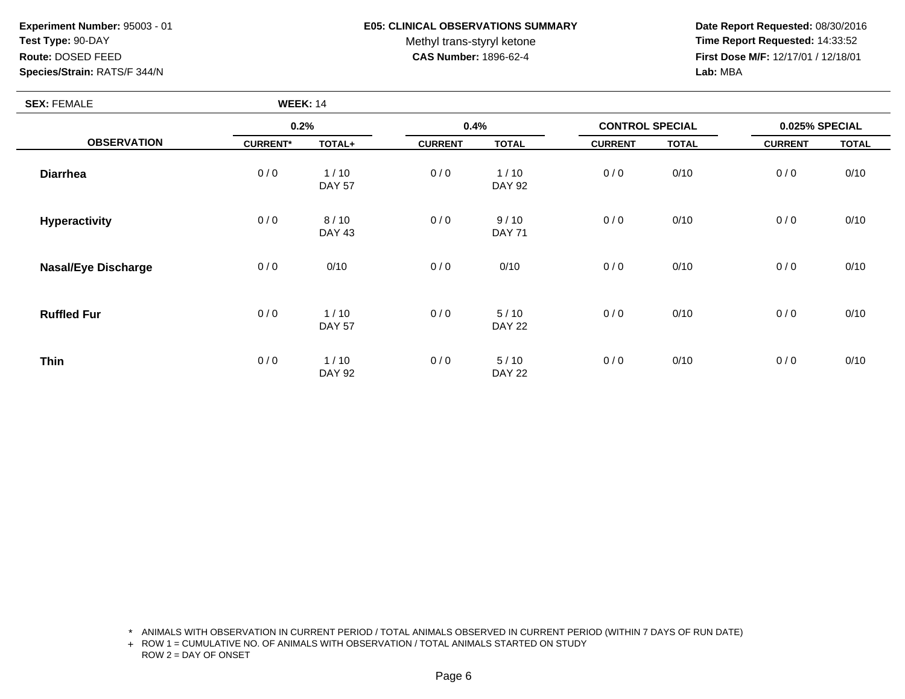**Experiment Number:** 95003 - 01
**Test Type:** 90-DAY
**Route:** DOSED FEED
**Species/Strain:** RATS/F 344/N

**E05: CLINICAL OBSERVATIONS SUMMARY**
Methyl trans-styryl ketone
**CAS Number:** 1896-62-4

**Date Report Requested:** 08/30/2016
**Time Report Requested:** 14:33:52
**First Dose M/F:** 12/17/01 / 12/18/01
**Lab:** MBA

**SEX:** FEMALE **WEEK:** 14

| OBSERVATION | 0.2% | | 0.4% | | CONTROL SPECIAL | | 0.025% SPECIAL | |
|---|---|---|---|---|---|---|---|---|
| | CURRENT* | TOTAL+ | CURRENT | TOTAL | CURRENT | TOTAL | CURRENT | TOTAL |
| **Diarrhea** | 0 / 0 | 1 / 10<br>DAY 57 | 0 / 0 | 1 / 10<br>DAY 92 | 0 / 0 | 0/10 | 0 / 0 | 0/10 |
| **Hyperactivity** | 0 / 0 | 8 / 10<br>DAY 43 | 0 / 0 | 9 / 10<br>DAY 71 | 0 / 0 | 0/10 | 0 / 0 | 0/10 |
| **Nasal/Eye Discharge** | 0 / 0 | 0/10 | 0 / 0 | 0/10 | 0 / 0 | 0/10 | 0 / 0 | 0/10 |
| **Ruffled Fur** | 0 / 0 | 1 / 10<br>DAY 57 | 0 / 0 | 5 / 10<br>DAY 22 | 0 / 0 | 0/10 | 0 / 0 | 0/10 |
| **Thin** | 0 / 0 | 1 / 10<br>DAY 92 | 0 / 0 | 5 / 10<br>DAY 22 | 0 / 0 | 0/10 | 0 / 0 | 0/10 |

\* ANIMALS WITH OBSERVATION IN CURRENT PERIOD / TOTAL ANIMALS OBSERVED IN CURRENT PERIOD (WITHIN 7 DAYS OF RUN DATE)
\+ ROW 1 = CUMULATIVE NO. OF ANIMALS WITH OBSERVATION / TOTAL ANIMALS STARTED ON STUDY
ROW 2 = DAY OF ONSET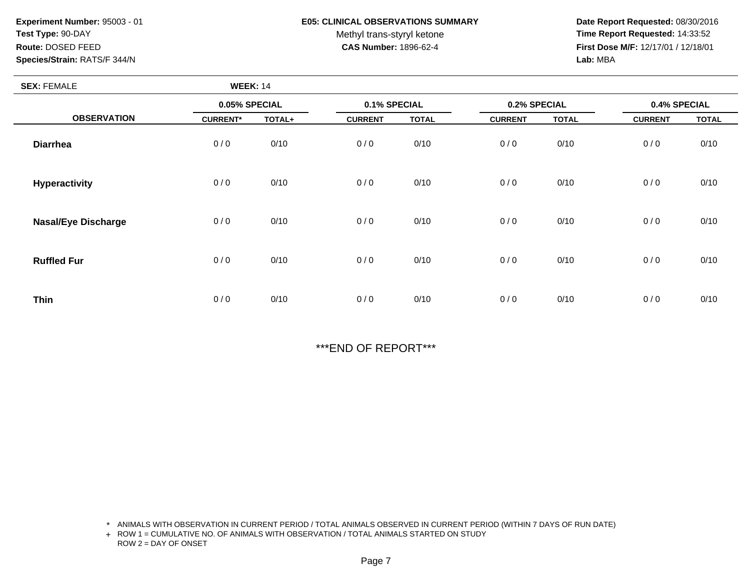**Experiment Number:** 95003 - 01
**Test Type:** 90-DAY
**Route:** DOSED FEED
**Species/Strain:** RATS/F 344/N

**E05: CLINICAL OBSERVATIONS SUMMARY**
Methyl trans-styryl ketone
**CAS Number:** 1896-62-4

**Date Report Requested:** 08/30/2016
**Time Report Requested:** 14:33:52
**First Dose M/F:** 12/17/01 / 12/18/01
**Lab:** MBA

**SEX:** FEMALE **WEEK:** 14

| OBSERVATION | 0.05% SPECIAL | | 0.1% SPECIAL | | 0.2% SPECIAL | | 0.4% SPECIAL | |
|---|---|---|---|---|---|---|---|---|
| | CURRENT* | TOTAL+ | CURRENT | TOTAL | CURRENT | TOTAL | CURRENT | TOTAL |
| **Diarrhea** | 0 / 0 | 0/10 | 0 / 0 | 0/10 | 0 / 0 | 0/10 | 0 / 0 | 0/10 |
| **Hyperactivity** | 0 / 0 | 0/10 | 0 / 0 | 0/10 | 0 / 0 | 0/10 | 0 / 0 | 0/10 |
| **Nasal/Eye Discharge** | 0 / 0 | 0/10 | 0 / 0 | 0/10 | 0 / 0 | 0/10 | 0 / 0 | 0/10 |
| **Ruffled Fur** | 0 / 0 | 0/10 | 0 / 0 | 0/10 | 0 / 0 | 0/10 | 0 / 0 | 0/10 |
| **Thin** | 0 / 0 | 0/10 | 0 / 0 | 0/10 | 0 / 0 | 0/10 | 0 / 0 | 0/10 |

***END OF REPORT***

\* ANIMALS WITH OBSERVATION IN CURRENT PERIOD / TOTAL ANIMALS OBSERVED IN CURRENT PERIOD (WITHIN 7 DAYS OF RUN DATE)
\+ ROW 1 = CUMULATIVE NO. OF ANIMALS WITH OBSERVATION / TOTAL ANIMALS STARTED ON STUDY
ROW 2 = DAY OF ONSET